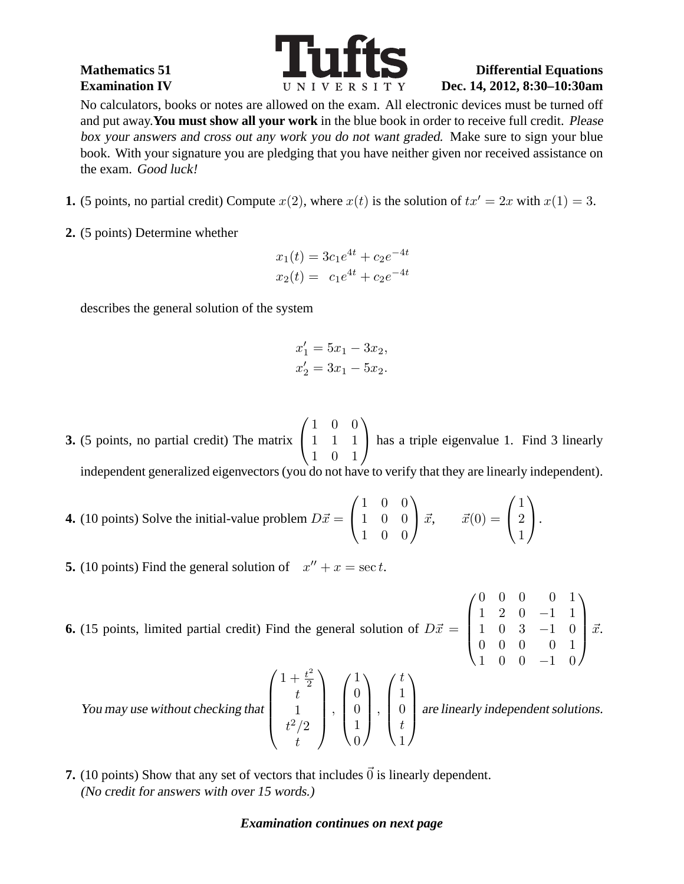**Mathematics 51**
**Examination IV**

**Tufts UNIVERSITY**

**Differential Equations**
**Dec. 14, 2012, 8:30–10:30am**

No calculators, books or notes are allowed on the exam. All electronic devices must be turned off and put away. **You must show all your work** in the blue book in order to receive full credit. *Please box your answers and cross out any work you do not want graded.* Make sure to sign your blue book. With your signature you are pledging that you have neither given nor received assistance on the exam. *Good luck!*

**1.** (5 points, no partial credit) Compute $x(2)$, where $x(t)$ is the solution of $tx' = 2x$ with $x(1) = 3$.

**2.** (5 points) Determine whether

$$\begin{aligned} x_1(t) &= 3c_1e^{4t} + c_2e^{-4t} \\ x_2(t) &= \ \ c_1e^{4t} + c_2e^{-4t} \end{aligned}$$

describes the general solution of the system

$$\begin{aligned} x_1' &= 5x_1 - 3x_2, \\ x_2' &= 3x_1 - 5x_2. \end{aligned}$$

**3.** (5 points, no partial credit) The matrix $\begin{pmatrix} 1 & 0 & 0 \\ 1 & 1 & 1 \\ 1 & 0 & 1 \end{pmatrix}$ has a triple eigenvalue 1. Find 3 linearly independent generalized eigenvectors (you do not have to verify that they are linearly independent).

**4.** (10 points) Solve the initial-value problem $D\vec{x} = \begin{pmatrix} 1 & 0 & 0 \\ 1 & 0 & 0 \\ 1 & 0 & 0 \end{pmatrix} \vec{x}, \qquad \vec{x}(0) = \begin{pmatrix} 1 \\ 2 \\ 1 \end{pmatrix}$.

**5.** (10 points) Find the general solution of $\quad x'' + x = \sec t$.

**6.** (15 points, limited partial credit) Find the general solution of $D\vec{x} = \begin{pmatrix} 0 & 0 & 0 & 0 & 1 \\ 1 & 2 & 0 & -1 & 1 \\ 1 & 0 & 3 & -1 & 0 \\ 0 & 0 & 0 & 0 & 1 \\ 1 & 0 & 0 & -1 & 0 \end{pmatrix} \vec{x}$.

*You may use without checking that* $\begin{pmatrix} 1 + \frac{t^2}{2} \\ t \\ 1 \\ t^2/2 \\ t \end{pmatrix}, \begin{pmatrix} 1 \\ 0 \\ 0 \\ 1 \\ 0 \end{pmatrix}, \begin{pmatrix} t \\ 1 \\ 0 \\ t \\ 1 \end{pmatrix}$ *are linearly independent solutions.*

**7.** (10 points) Show that any set of vectors that includes $\vec{0}$ is linearly dependent.
*(No credit for answers with over 15 words.)*

***Examination continues on next page***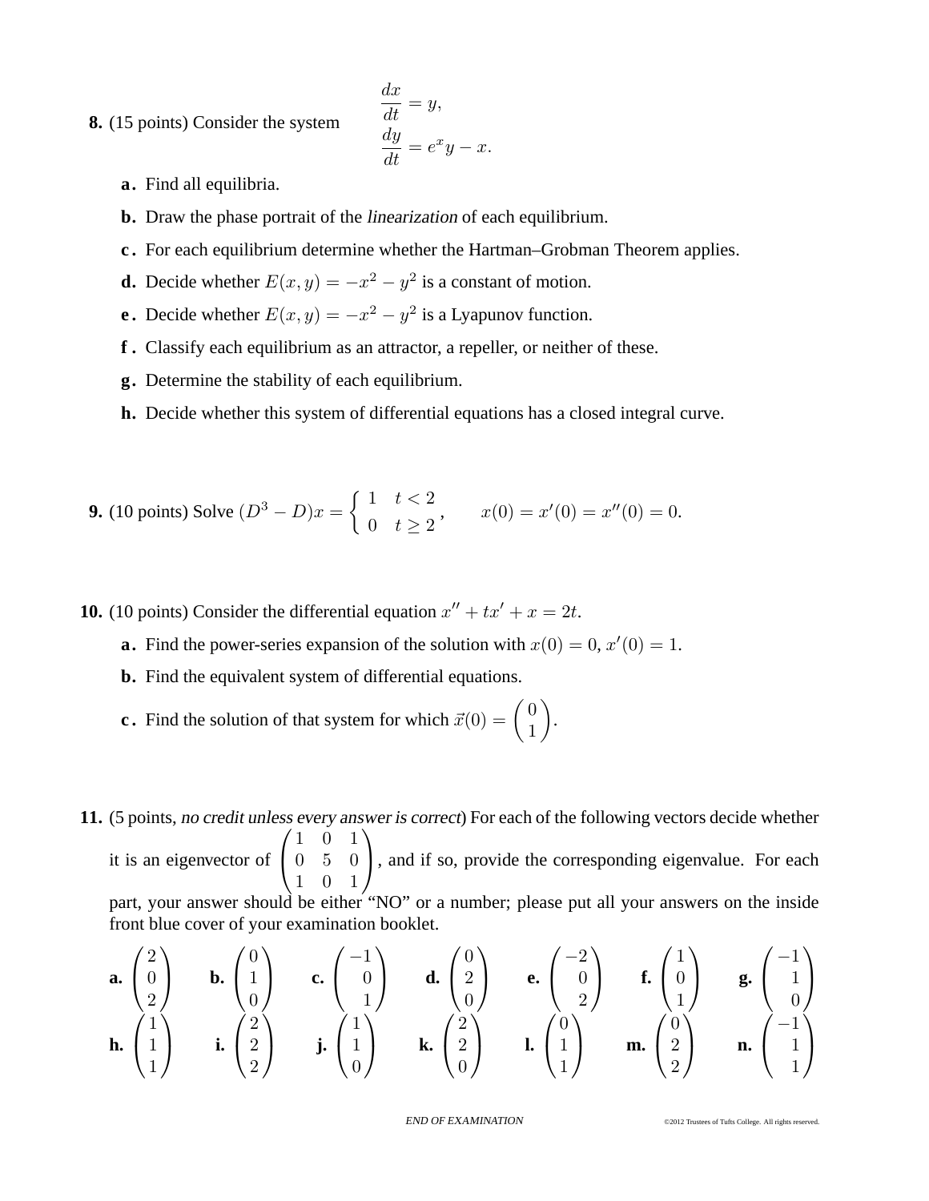**8.** (15 points) Consider the system

$$\frac{dx}{dt} = y,$$
$$\frac{dy}{dt} = e^x y - x.$$

- **a.** Find all equilibria.
- **b.** Draw the phase portrait of the *linearization* of each equilibrium.
- **c.** For each equilibrium determine whether the Hartman–Grobman Theorem applies.
- **d.** Decide whether $E(x, y) = -x^2 - y^2$ is a constant of motion.
- **e.** Decide whether $E(x, y) = -x^2 - y^2$ is a Lyapunov function.
- **f.** Classify each equilibrium as an attractor, a repeller, or neither of these.
- **g.** Determine the stability of each equilibrium.
- **h.** Decide whether this system of differential equations has a closed integral curve.

**9.** (10 points) Solve $(D^3 - D)x = \begin{cases} 1 & t < 2 \\ 0 & t \geq 2 \end{cases}, \qquad x(0) = x'(0) = x''(0) = 0.$

**10.** (10 points) Consider the differential equation $x'' + tx' + x = 2t$.

- **a.** Find the power-series expansion of the solution with $x(0) = 0$, $x'(0) = 1$.
- **b.** Find the equivalent system of differential equations.
- **c.** Find the solution of that system for which $\vec{x}(0) = \begin{pmatrix} 0 \\ 1 \end{pmatrix}$.

**11.** (5 points, *no credit unless every answer is correct*) For each of the following vectors decide whether it is an eigenvector of $\begin{pmatrix} 1 & 0 & 1 \\ 0 & 5 & 0 \\ 1 & 0 & 1 \end{pmatrix}$, and if so, provide the corresponding eigenvalue. For each part, your answer should be either "NO" or a number; please put all your answers on the inside front blue cover of your examination booklet.

**a.** $\begin{pmatrix} 2 \\ 0 \\ 2 \end{pmatrix}$ **b.** $\begin{pmatrix} 0 \\ 1 \\ 0 \end{pmatrix}$ **c.** $\begin{pmatrix} -1 \\ 0 \\ 1 \end{pmatrix}$ **d.** $\begin{pmatrix} 0 \\ 2 \\ 0 \end{pmatrix}$ **e.** $\begin{pmatrix} -2 \\ 0 \\ 2 \end{pmatrix}$ **f.** $\begin{pmatrix} 1 \\ 0 \\ 1 \end{pmatrix}$ **g.** $\begin{pmatrix} -1 \\ 1 \\ 0 \end{pmatrix}$

**h.** $\begin{pmatrix} 1 \\ 1 \\ 1 \end{pmatrix}$ **i.** $\begin{pmatrix} 2 \\ 2 \\ 2 \end{pmatrix}$ **j.** $\begin{pmatrix} 1 \\ 1 \\ 0 \end{pmatrix}$ **k.** $\begin{pmatrix} 2 \\ 2 \\ 0 \end{pmatrix}$ **l.** $\begin{pmatrix} 0 \\ 1 \\ 1 \end{pmatrix}$ **m.** $\begin{pmatrix} 0 \\ 2 \\ 2 \end{pmatrix}$ **n.** $\begin{pmatrix} -1 \\ 1 \\ 1 \end{pmatrix}$

*END OF EXAMINATION*

©2012 Trustees of Tufts College. All rights reserved.